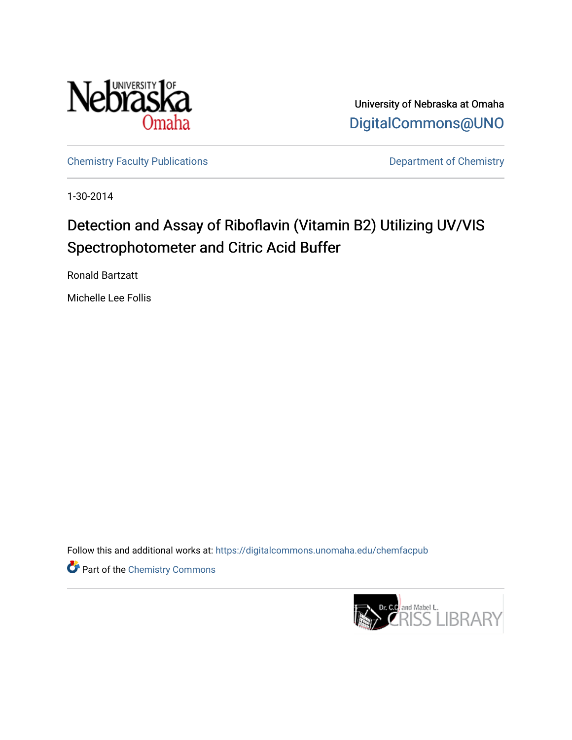University of Nebraska at Omaha

DigitalCommons@UNO

Chemistry Faculty Publications

Department of Chemistry

1-30-2014

# Detection and Assay of Riboflavin (Vitamin B2) Utilizing UV/VIS Spectrophotometer and Citric Acid Buffer

Ronald Bartzatt

Michelle Lee Follis

Follow this and additional works at: https://digitalcommons.unomaha.edu/chemfacpub

Part of the Chemistry Commons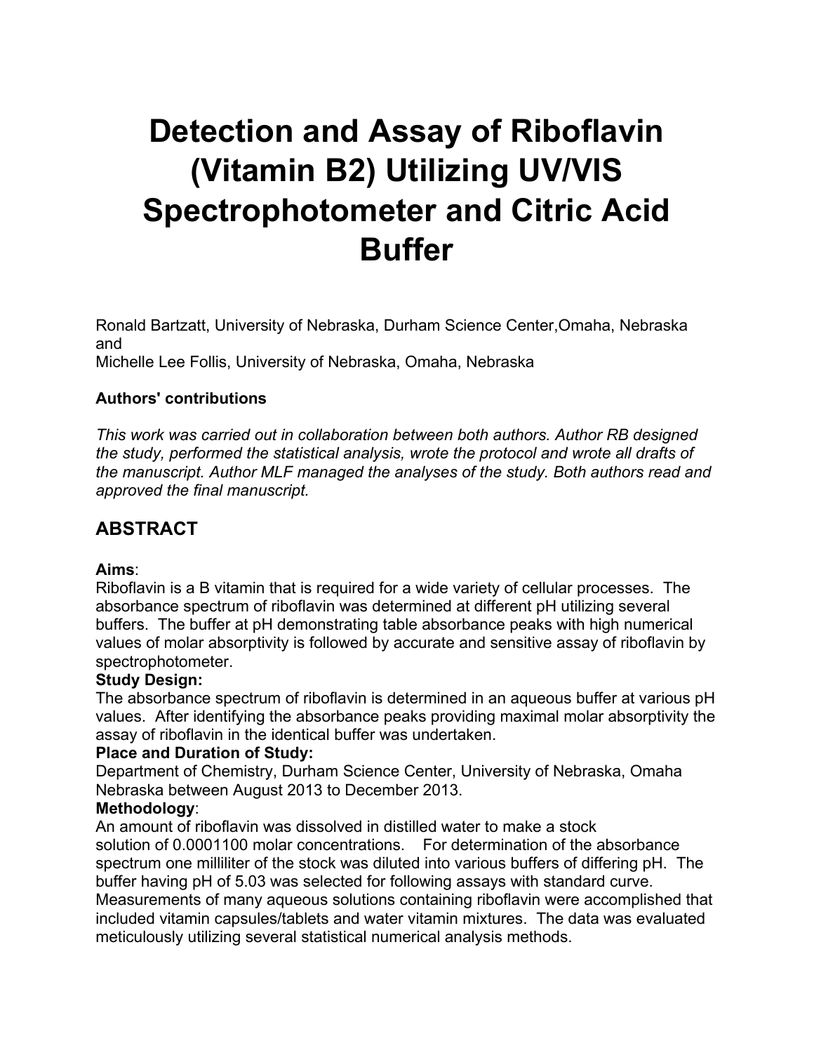# Detection and Assay of Riboflavin (Vitamin B2) Utilizing UV/VIS Spectrophotometer and Citric Acid Buffer

Ronald Bartzatt, University of Nebraska, Durham Science Center,Omaha, Nebraska and
Michelle Lee Follis, University of Nebraska, Omaha, Nebraska

**Authors' contributions**

*This work was carried out in collaboration between both authors. Author RB designed the study, performed the statistical analysis, wrote the protocol and wrote all drafts of the manuscript. Author MLF managed the analyses of the study. Both authors read and approved the final manuscript.*

## ABSTRACT

**Aims**:
Riboflavin is a B vitamin that is required for a wide variety of cellular processes. The absorbance spectrum of riboflavin was determined at different pH utilizing several buffers. The buffer at pH demonstrating table absorbance peaks with high numerical values of molar absorptivity is followed by accurate and sensitive assay of riboflavin by spectrophotometer.

**Study Design:**
The absorbance spectrum of riboflavin is determined in an aqueous buffer at various pH values. After identifying the absorbance peaks providing maximal molar absorptivity the assay of riboflavin in the identical buffer was undertaken.

**Place and Duration of Study:**
Department of Chemistry, Durham Science Center, University of Nebraska, Omaha Nebraska between August 2013 to December 2013.

**Methodology**:
An amount of riboflavin was dissolved in distilled water to make a stock solution of 0.0001100 molar concentrations. For determination of the absorbance spectrum one milliliter of the stock was diluted into various buffers of differing pH. The buffer having pH of 5.03 was selected for following assays with standard curve. Measurements of many aqueous solutions containing riboflavin were accomplished that included vitamin capsules/tablets and water vitamin mixtures. The data was evaluated meticulously utilizing several statistical numerical analysis methods.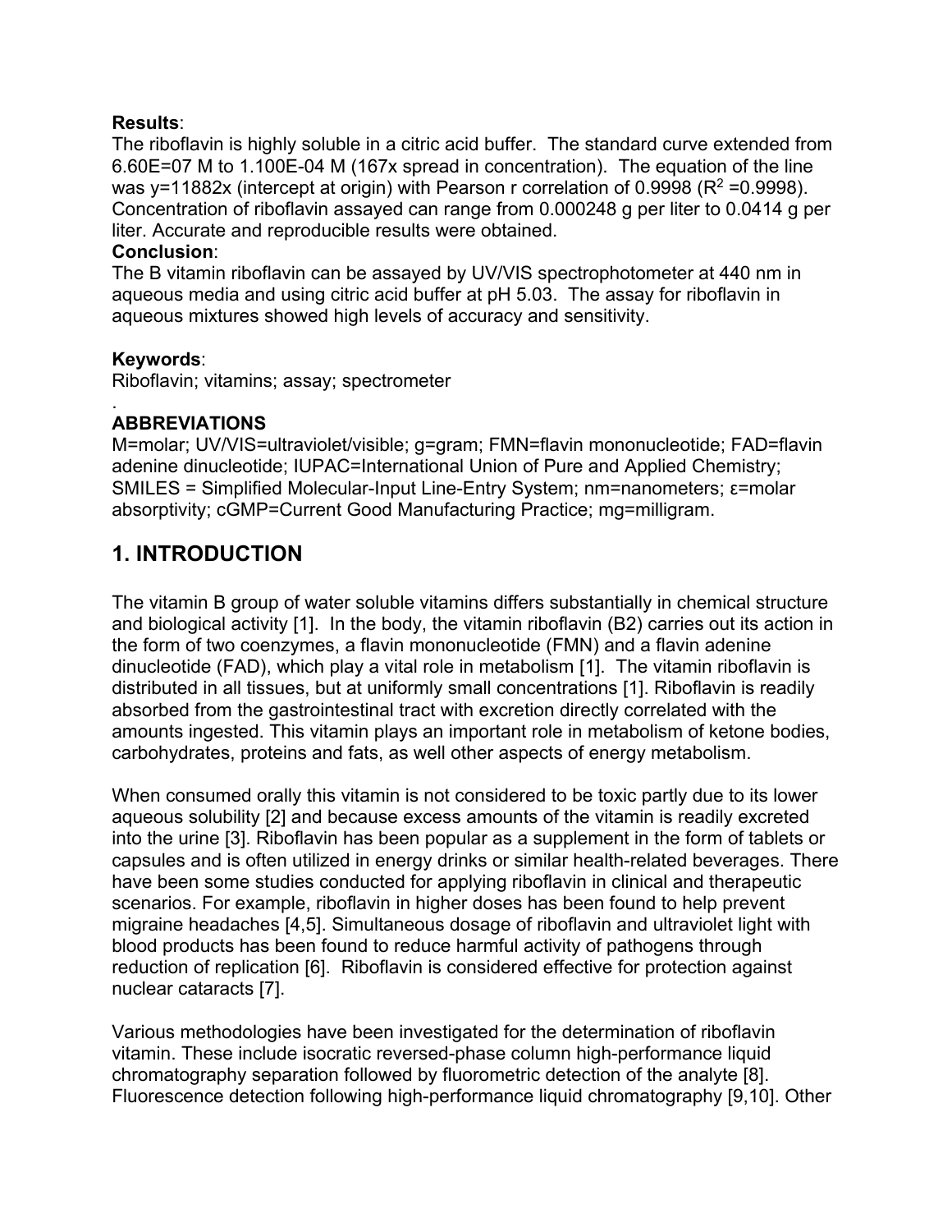**Results**:
The riboflavin is highly soluble in a citric acid buffer. The standard curve extended from 6.60E=07 M to 1.100E-04 M (167x spread in concentration). The equation of the line was y=11882x (intercept at origin) with Pearson r correlation of 0.9998 ($R^2$ =0.9998). Concentration of riboflavin assayed can range from 0.000248 g per liter to 0.0414 g per liter. Accurate and reproducible results were obtained.

**Conclusion**:
The B vitamin riboflavin can be assayed by UV/VIS spectrophotometer at 440 nm in aqueous media and using citric acid buffer at pH 5.03. The assay for riboflavin in aqueous mixtures showed high levels of accuracy and sensitivity.

**Keywords**:
Riboflavin; vitamins; assay; spectrometer

.

**ABBREVIATIONS**

M=molar; UV/VIS=ultraviolet/visible; g=gram; FMN=flavin mononucleotide; FAD=flavin adenine dinucleotide; IUPAC=International Union of Pure and Applied Chemistry; SMILES = Simplified Molecular-Input Line-Entry System; nm=nanometers; ε=molar absorptivity; cGMP=Current Good Manufacturing Practice; mg=milligram.

## 1. INTRODUCTION

The vitamin B group of water soluble vitamins differs substantially in chemical structure and biological activity [1]. In the body, the vitamin riboflavin (B2) carries out its action in the form of two coenzymes, a flavin mononucleotide (FMN) and a flavin adenine dinucleotide (FAD), which play a vital role in metabolism [1]. The vitamin riboflavin is distributed in all tissues, but at uniformly small concentrations [1]. Riboflavin is readily absorbed from the gastrointestinal tract with excretion directly correlated with the amounts ingested. This vitamin plays an important role in metabolism of ketone bodies, carbohydrates, proteins and fats, as well other aspects of energy metabolism.

When consumed orally this vitamin is not considered to be toxic partly due to its lower aqueous solubility [2] and because excess amounts of the vitamin is readily excreted into the urine [3]. Riboflavin has been popular as a supplement in the form of tablets or capsules and is often utilized in energy drinks or similar health-related beverages. There have been some studies conducted for applying riboflavin in clinical and therapeutic scenarios. For example, riboflavin in higher doses has been found to help prevent migraine headaches [4,5]. Simultaneous dosage of riboflavin and ultraviolet light with blood products has been found to reduce harmful activity of pathogens through reduction of replication [6]. Riboflavin is considered effective for protection against nuclear cataracts [7].

Various methodologies have been investigated for the determination of riboflavin vitamin. These include isocratic reversed-phase column high-performance liquid chromatography separation followed by fluorometric detection of the analyte [8]. Fluorescence detection following high-performance liquid chromatography [9,10]. Other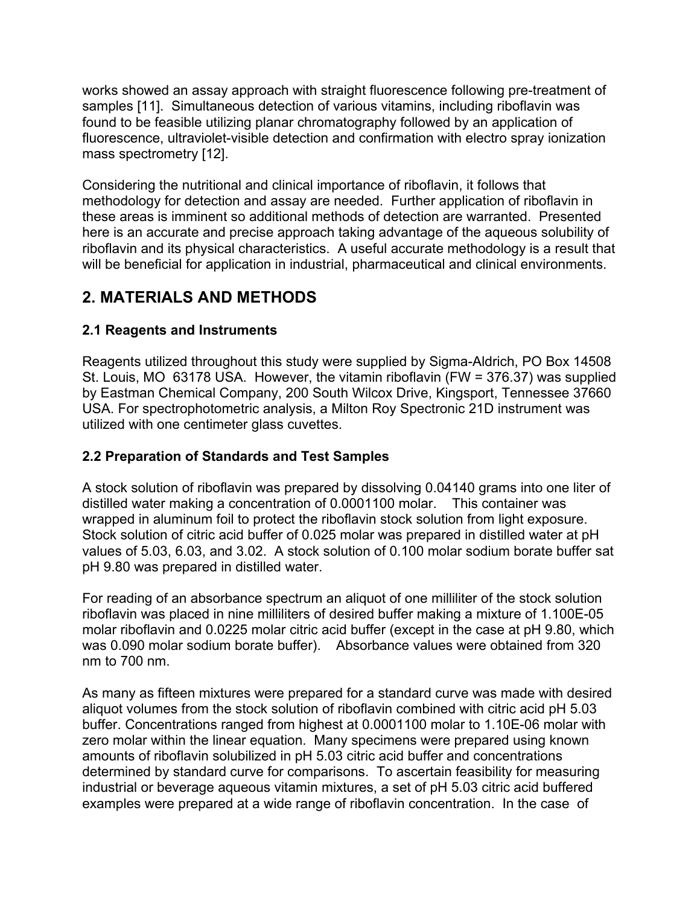works showed an assay approach with straight fluorescence following pre-treatment of samples [11]. Simultaneous detection of various vitamins, including riboflavin was found to be feasible utilizing planar chromatography followed by an application of fluorescence, ultraviolet-visible detection and confirmation with electro spray ionization mass spectrometry [12].

Considering the nutritional and clinical importance of riboflavin, it follows that methodology for detection and assay are needed. Further application of riboflavin in these areas is imminent so additional methods of detection are warranted. Presented here is an accurate and precise approach taking advantage of the aqueous solubility of riboflavin and its physical characteristics. A useful accurate methodology is a result that will be beneficial for application in industrial, pharmaceutical and clinical environments.

## 2. MATERIALS AND METHODS

### 2.1 Reagents and Instruments

Reagents utilized throughout this study were supplied by Sigma-Aldrich, PO Box 14508 St. Louis, MO 63178 USA. However, the vitamin riboflavin (FW = 376.37) was supplied by Eastman Chemical Company, 200 South Wilcox Drive, Kingsport, Tennessee 37660 USA. For spectrophotometric analysis, a Milton Roy Spectronic 21D instrument was utilized with one centimeter glass cuvettes.

### 2.2 Preparation of Standards and Test Samples

A stock solution of riboflavin was prepared by dissolving 0.04140 grams into one liter of distilled water making a concentration of 0.0001100 molar. This container was wrapped in aluminum foil to protect the riboflavin stock solution from light exposure. Stock solution of citric acid buffer of 0.025 molar was prepared in distilled water at pH values of 5.03, 6.03, and 3.02. A stock solution of 0.100 molar sodium borate buffer sat pH 9.80 was prepared in distilled water.

For reading of an absorbance spectrum an aliquot of one milliliter of the stock solution riboflavin was placed in nine milliliters of desired buffer making a mixture of 1.100E-05 molar riboflavin and 0.0225 molar citric acid buffer (except in the case at pH 9.80, which was 0.090 molar sodium borate buffer). Absorbance values were obtained from 320 nm to 700 nm.

As many as fifteen mixtures were prepared for a standard curve was made with desired aliquot volumes from the stock solution of riboflavin combined with citric acid pH 5.03 buffer. Concentrations ranged from highest at 0.0001100 molar to 1.10E-06 molar with zero molar within the linear equation. Many specimens were prepared using known amounts of riboflavin solubilized in pH 5.03 citric acid buffer and concentrations determined by standard curve for comparisons. To ascertain feasibility for measuring industrial or beverage aqueous vitamin mixtures, a set of pH 5.03 citric acid buffered examples were prepared at a wide range of riboflavin concentration. In the case of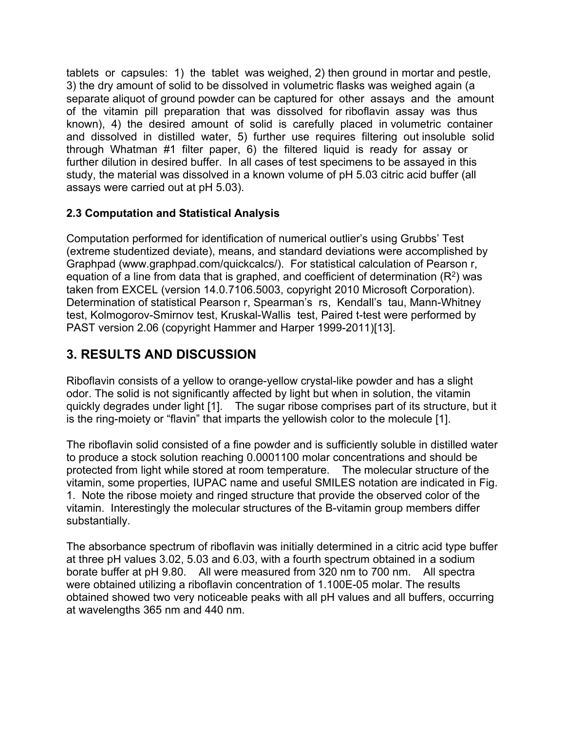tablets or capsules: 1) the tablet was weighed, 2) then ground in mortar and pestle, 3) the dry amount of solid to be dissolved in volumetric flasks was weighed again (a separate aliquot of ground powder can be captured for other assays and the amount of the vitamin pill preparation that was dissolved for riboflavin assay was thus known), 4) the desired amount of solid is carefully placed in volumetric container and dissolved in distilled water, 5) further use requires filtering out insoluble solid through Whatman #1 filter paper, 6) the filtered liquid is ready for assay or further dilution in desired buffer. In all cases of test specimens to be assayed in this study, the material was dissolved in a known volume of pH 5.03 citric acid buffer (all assays were carried out at pH 5.03).

### 2.3 Computation and Statistical Analysis

Computation performed for identification of numerical outlier's using Grubbs' Test (extreme studentized deviate), means, and standard deviations were accomplished by Graphpad (www.graphpad.com/quickcalcs/). For statistical calculation of Pearson r, equation of a line from data that is graphed, and coefficient of determination ($R^2$) was taken from EXCEL (version 14.0.7106.5003, copyright 2010 Microsoft Corporation). Determination of statistical Pearson r, Spearman's rs, Kendall's tau, Mann-Whitney test, Kolmogorov-Smirnov test, Kruskal-Wallis test, Paired t-test were performed by PAST version 2.06 (copyright Hammer and Harper 1999-2011)[13].

## 3. RESULTS AND DISCUSSION

Riboflavin consists of a yellow to orange-yellow crystal-like powder and has a slight odor. The solid is not significantly affected by light but when in solution, the vitamin quickly degrades under light [1]. The sugar ribose comprises part of its structure, but it is the ring-moiety or "flavin" that imparts the yellowish color to the molecule [1].

The riboflavin solid consisted of a fine powder and is sufficiently soluble in distilled water to produce a stock solution reaching 0.0001100 molar concentrations and should be protected from light while stored at room temperature. The molecular structure of the vitamin, some properties, IUPAC name and useful SMILES notation are indicated in Fig. 1. Note the ribose moiety and ringed structure that provide the observed color of the vitamin. Interestingly the molecular structures of the B-vitamin group members differ substantially.

The absorbance spectrum of riboflavin was initially determined in a citric acid type buffer at three pH values 3.02, 5.03 and 6.03, with a fourth spectrum obtained in a sodium borate buffer at pH 9.80. All were measured from 320 nm to 700 nm. All spectra were obtained utilizing a riboflavin concentration of 1.100E-05 molar. The results obtained showed two very noticeable peaks with all pH values and all buffers, occurring at wavelengths 365 nm and 440 nm.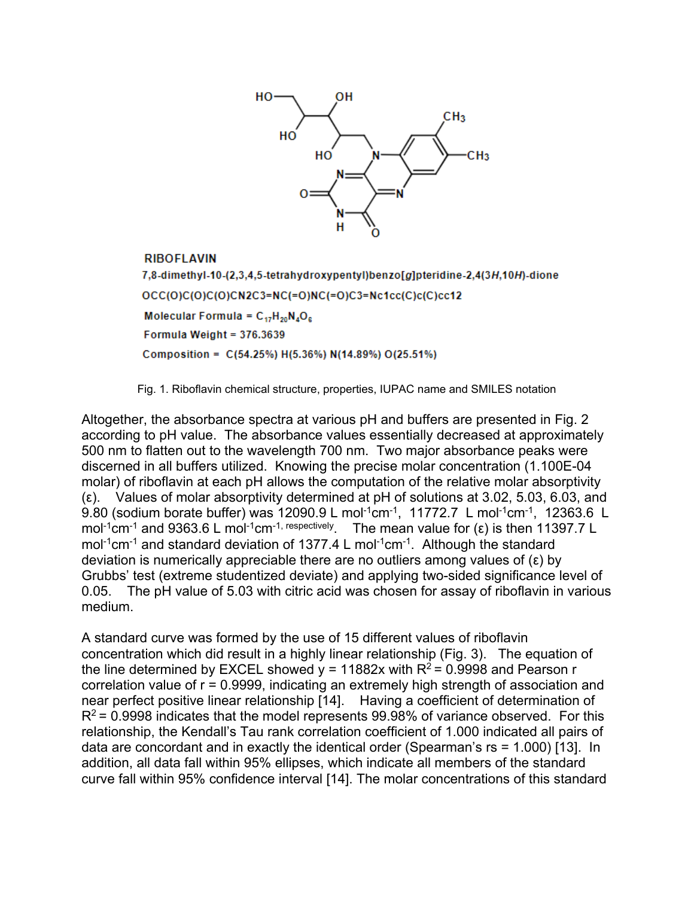RIBOFLAVIN

7,8-dimethyl-10-(2,3,4,5-tetrahydroxypentyl)benzo[*g*]pteridine-2,4(3*H*,10*H*)-dione

OCC(O)C(O)C(O)CN2C3=NC(=O)NC(=O)C3=Nc1cc(C)c(C)cc12

Molecular Formula = $C_{17}H_{20}N_4O_6$

Formula Weight = 376.3639

Composition = C(54.25%) H(5.36%) N(14.89%) O(25.51%)

Fig. 1. Riboflavin chemical structure, properties, IUPAC name and SMILES notation

Altogether, the absorbance spectra at various pH and buffers are presented in Fig. 2 according to pH value. The absorbance values essentially decreased at approximately 500 nm to flatten out to the wavelength 700 nm. Two major absorbance peaks were discerned in all buffers utilized. Knowing the precise molar concentration (1.100E-04 molar) of riboflavin at each pH allows the computation of the relative molar absorptivity (ε). Values of molar absorptivity determined at pH of solutions at 3.02, 5.03, 6.03, and 9.80 (sodium borate buffer) was 12090.9 L $mol^{-1}cm^{-1}$, 11772.7 L $mol^{-1}cm^{-1}$, 12363.6 L $mol^{-1}cm^{-1}$ and 9363.6 L $mol^{-1}cm^{-1}$, respectively. The mean value for (ε) is then 11397.7 L $mol^{-1}cm^{-1}$ and standard deviation of 1377.4 L $mol^{-1}cm^{-1}$. Although the standard deviation is numerically appreciable there are no outliers among values of (ε) by Grubbs' test (extreme studentized deviate) and applying two-sided significance level of 0.05. The pH value of 5.03 with citric acid was chosen for assay of riboflavin in various medium.

A standard curve was formed by the use of 15 different values of riboflavin concentration which did result in a highly linear relationship (Fig. 3). The equation of the line determined by EXCEL showed y = 11882x with $R^2$ = 0.9998 and Pearson r correlation value of r = 0.9999, indicating an extremely high strength of association and near perfect positive linear relationship [14]. Having a coefficient of determination of $R^2$ = 0.9998 indicates that the model represents 99.98% of variance observed. For this relationship, the Kendall's Tau rank correlation coefficient of 1.000 indicated all pairs of data are concordant and in exactly the identical order (Spearman's rs = 1.000) [13]. In addition, all data fall within 95% ellipses, which indicate all members of the standard curve fall within 95% confidence interval [14]. The molar concentrations of this standard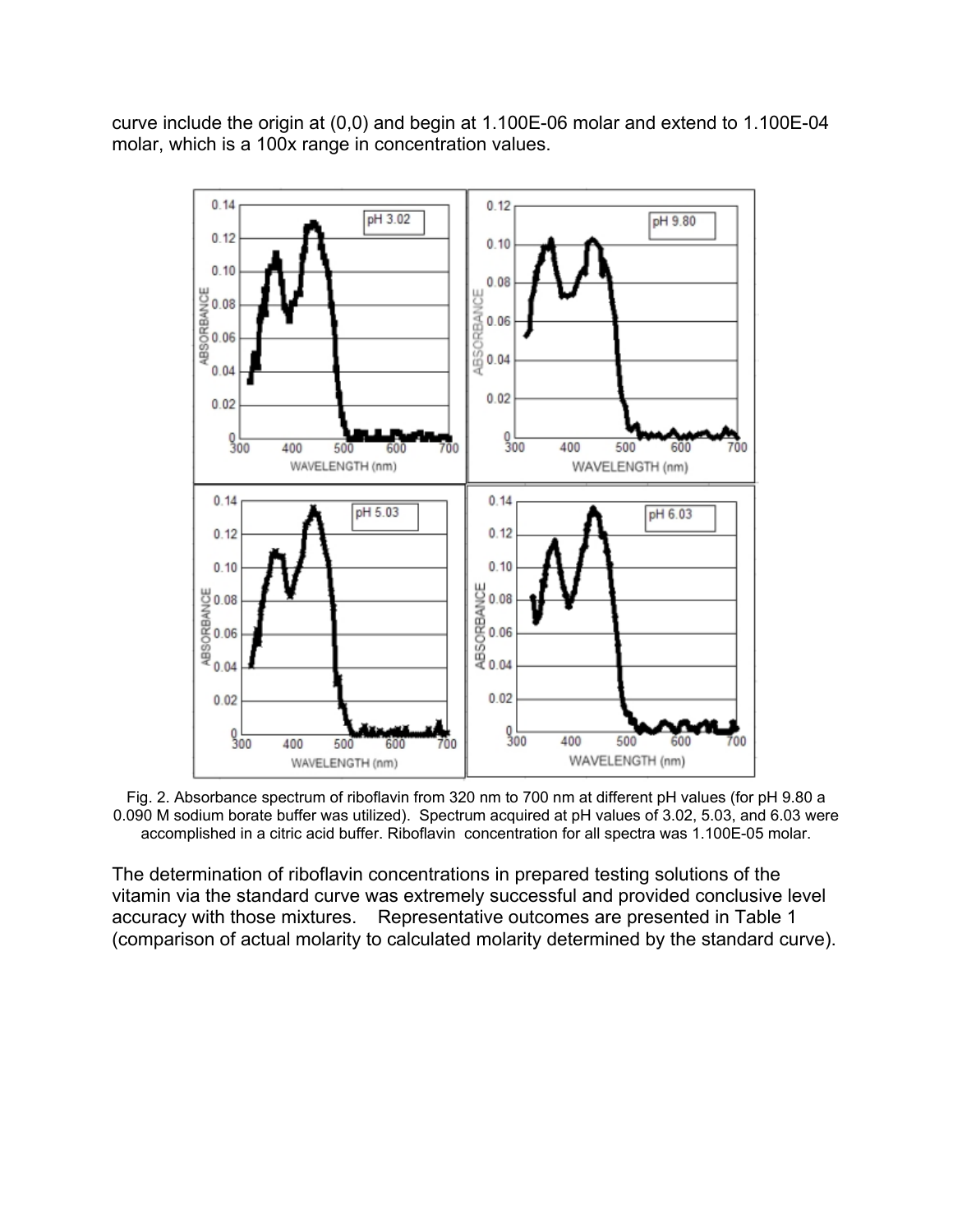curve include the origin at (0,0) and begin at 1.100E-06 molar and extend to 1.100E-04 molar, which is a 100x range in concentration values.

Fig. 2. Absorbance spectrum of riboflavin from 320 nm to 700 nm at different pH values (for pH 9.80 a 0.090 M sodium borate buffer was utilized). Spectrum acquired at pH values of 3.02, 5.03, and 6.03 were accomplished in a citric acid buffer. Riboflavin concentration for all spectra was 1.100E-05 molar.

The determination of riboflavin concentrations in prepared testing solutions of the vitamin via the standard curve was extremely successful and provided conclusive level accuracy with those mixtures. Representative outcomes are presented in Table 1 (comparison of actual molarity to calculated molarity determined by the standard curve).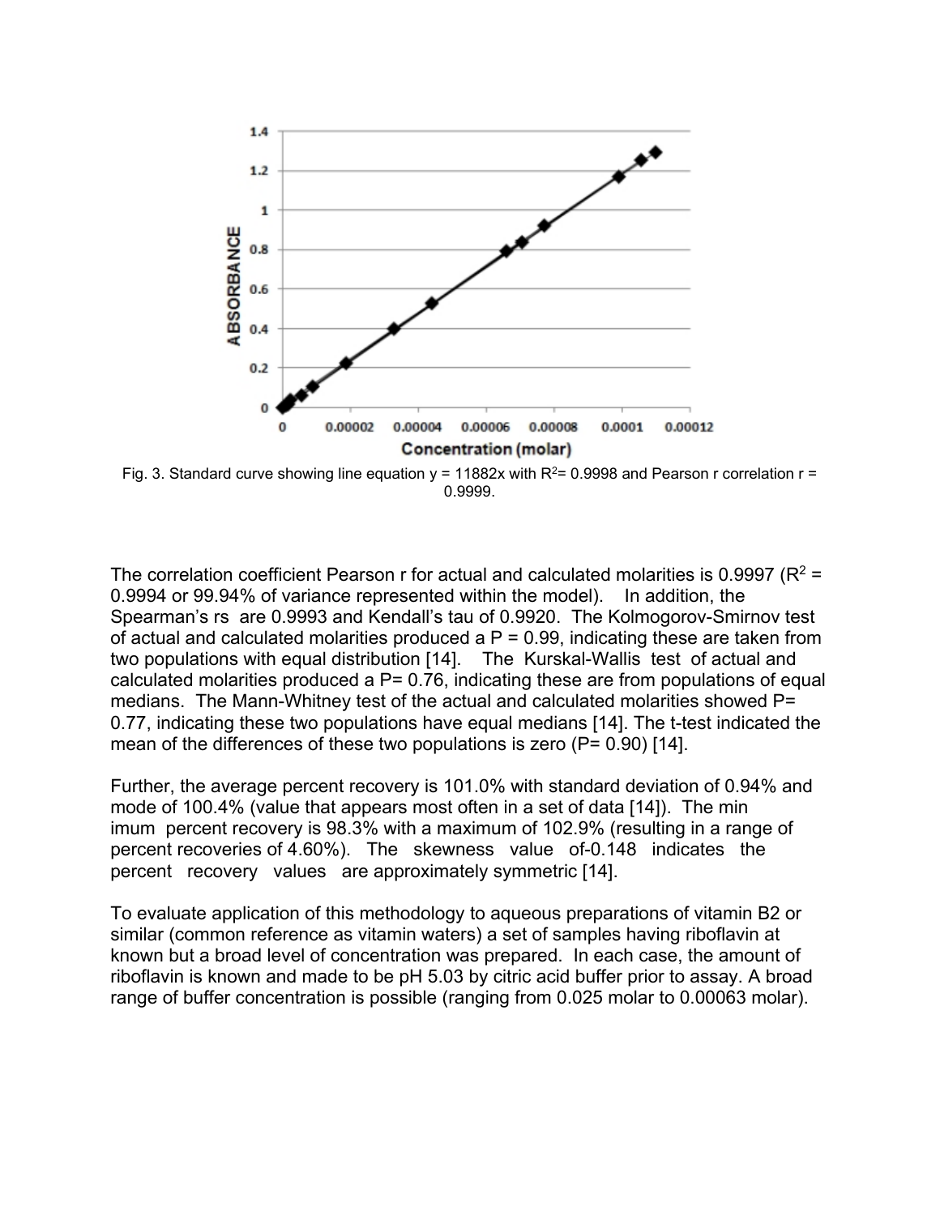Fig. 3. Standard curve showing line equation $y = 11882x$ with $R^2 = 0.9998$ and Pearson r correlation $r = 0.9999$.

The correlation coefficient Pearson r for actual and calculated molarities is 0.9997 ($R^2 = 0.9994$ or 99.94% of variance represented within the model). In addition, the Spearman's rs are 0.9993 and Kendall's tau of 0.9920. The Kolmogorov-Smirnov test of actual and calculated molarities produced a $P = 0.99$, indicating these are taken from two populations with equal distribution [14]. The Kurskal-Wallis test of actual and calculated molarities produced a $P = 0.76$, indicating these are from populations of equal medians. The Mann-Whitney test of the actual and calculated molarities showed $P = 0.77$, indicating these two populations have equal medians [14]. The t-test indicated the mean of the differences of these two populations is zero ($P = 0.90$) [14].

Further, the average percent recovery is 101.0% with standard deviation of 0.94% and mode of 100.4% (value that appears most often in a set of data [14]). The min imum percent recovery is 98.3% with a maximum of 102.9% (resulting in a range of percent recoveries of 4.60%). The skewness value of-0.148 indicates the percent recovery values are approximately symmetric [14].

To evaluate application of this methodology to aqueous preparations of vitamin B2 or similar (common reference as vitamin waters) a set of samples having riboflavin at known but a broad level of concentration was prepared. In each case, the amount of riboflavin is known and made to be pH 5.03 by citric acid buffer prior to assay. A broad range of buffer concentration is possible (ranging from 0.025 molar to 0.00063 molar).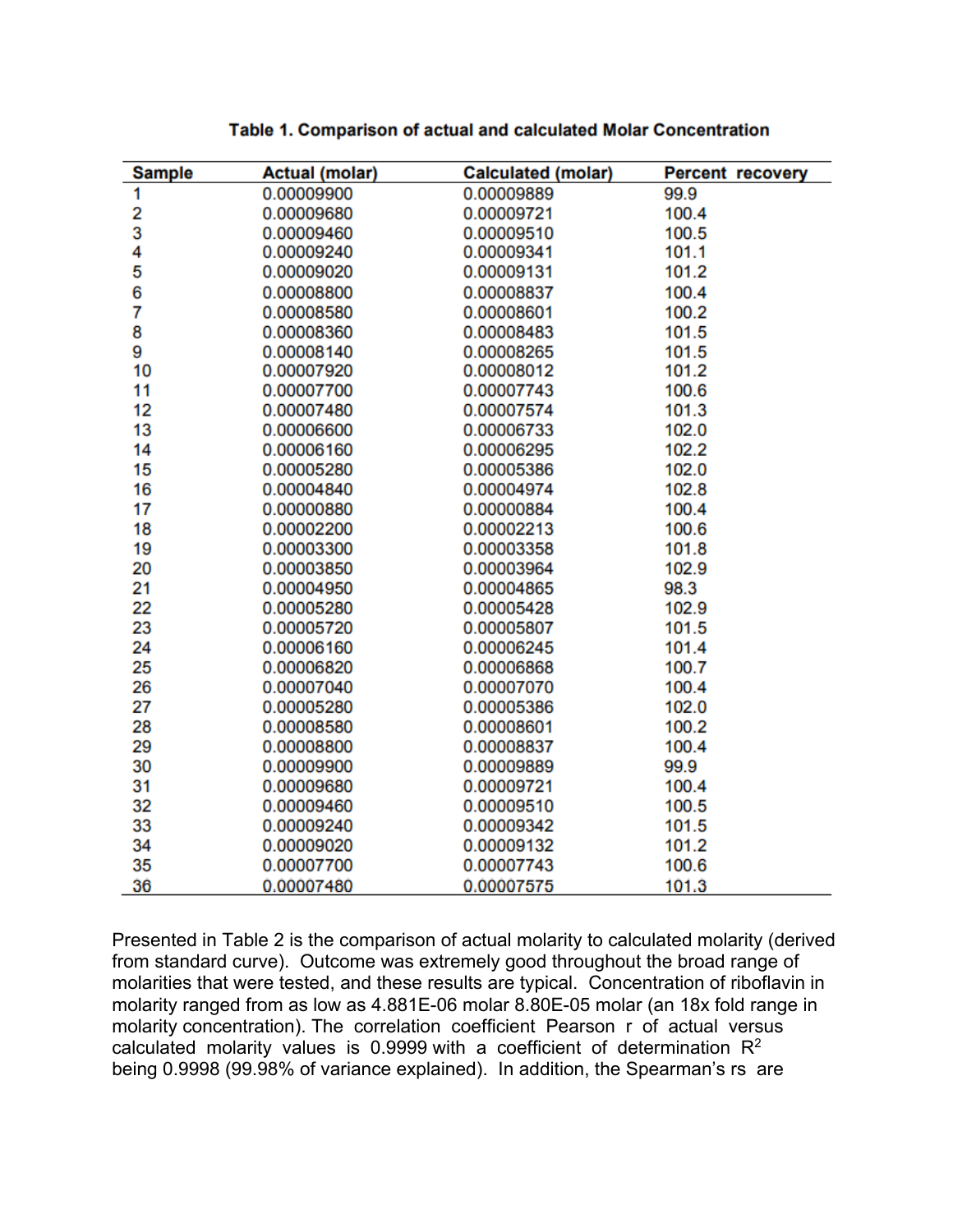**Table 1. Comparison of actual and calculated Molar Concentration**

| Sample | Actual (molar) | Calculated (molar) | Percent recovery |
|---|---|---|---|
| 1 | 0.00009900 | 0.00009889 | 99.9 |
| 2 | 0.00009680 | 0.00009721 | 100.4 |
| 3 | 0.00009460 | 0.00009510 | 100.5 |
| 4 | 0.00009240 | 0.00009341 | 101.1 |
| 5 | 0.00009020 | 0.00009131 | 101.2 |
| 6 | 0.00008800 | 0.00008837 | 100.4 |
| 7 | 0.00008580 | 0.00008601 | 100.2 |
| 8 | 0.00008360 | 0.00008483 | 101.5 |
| 9 | 0.00008140 | 0.00008265 | 101.5 |
| 10 | 0.00007920 | 0.00008012 | 101.2 |
| 11 | 0.00007700 | 0.00007743 | 100.6 |
| 12 | 0.00007480 | 0.00007574 | 101.3 |
| 13 | 0.00006600 | 0.00006733 | 102.0 |
| 14 | 0.00006160 | 0.00006295 | 102.2 |
| 15 | 0.00005280 | 0.00005386 | 102.0 |
| 16 | 0.00004840 | 0.00004974 | 102.8 |
| 17 | 0.00000880 | 0.00000884 | 100.4 |
| 18 | 0.00002200 | 0.00002213 | 100.6 |
| 19 | 0.00003300 | 0.00003358 | 101.8 |
| 20 | 0.00003850 | 0.00003964 | 102.9 |
| 21 | 0.00004950 | 0.00004865 | 98.3 |
| 22 | 0.00005280 | 0.00005428 | 102.9 |
| 23 | 0.00005720 | 0.00005807 | 101.5 |
| 24 | 0.00006160 | 0.00006245 | 101.4 |
| 25 | 0.00006820 | 0.00006868 | 100.7 |
| 26 | 0.00007040 | 0.00007070 | 100.4 |
| 27 | 0.00005280 | 0.00005386 | 102.0 |
| 28 | 0.00008580 | 0.00008601 | 100.2 |
| 29 | 0.00008800 | 0.00008837 | 100.4 |
| 30 | 0.00009900 | 0.00009889 | 99.9 |
| 31 | 0.00009680 | 0.00009721 | 100.4 |
| 32 | 0.00009460 | 0.00009510 | 100.5 |
| 33 | 0.00009240 | 0.00009342 | 101.5 |
| 34 | 0.00009020 | 0.00009132 | 101.2 |
| 35 | 0.00007700 | 0.00007743 | 100.6 |
| 36 | 0.00007480 | 0.00007575 | 101.3 |

Presented in Table 2 is the comparison of actual molarity to calculated molarity (derived from standard curve). Outcome was extremely good throughout the broad range of molarities that were tested, and these results are typical. Concentration of riboflavin in molarity ranged from as low as 4.881E-06 molar 8.80E-05 molar (an 18x fold range in molarity concentration). The correlation coefficient Pearson r of actual versus calculated molarity values is 0.9999 with a coefficient of determination $R^2$ being 0.9998 (99.98% of variance explained). In addition, the Spearman's rs are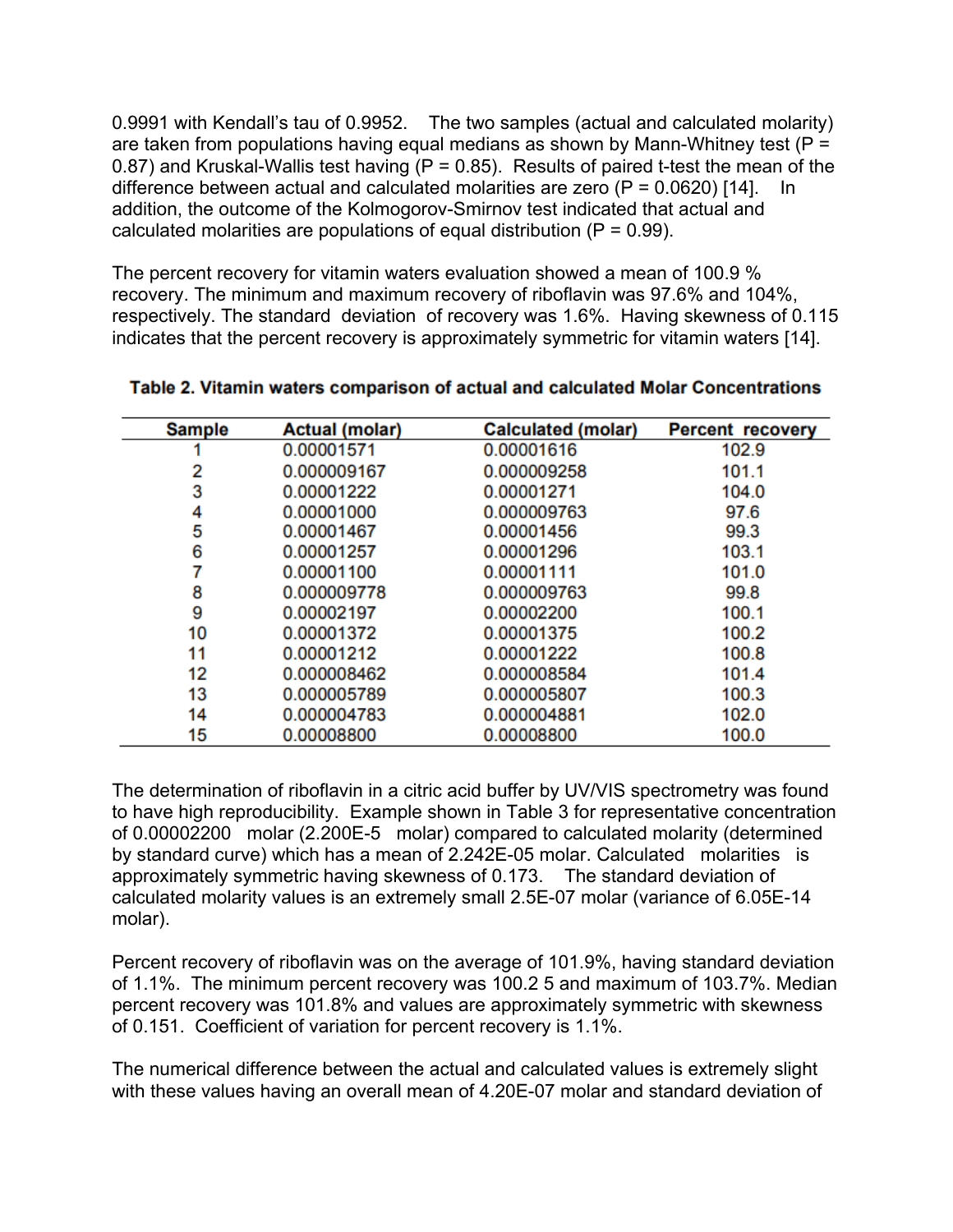0.9991 with Kendall's tau of 0.9952. The two samples (actual and calculated molarity) are taken from populations having equal medians as shown by Mann-Whitney test ($P = 0.87$) and Kruskal-Wallis test having ($P = 0.85$). Results of paired t-test the mean of the difference between actual and calculated molarities are zero ($P = 0.0620$) [14]. In addition, the outcome of the Kolmogorov-Smirnov test indicated that actual and calculated molarities are populations of equal distribution ($P = 0.99$).

The percent recovery for vitamin waters evaluation showed a mean of 100.9 % recovery. The minimum and maximum recovery of riboflavin was 97.6% and 104%, respectively. The standard deviation of recovery was 1.6%. Having skewness of 0.115 indicates that the percent recovery is approximately symmetric for vitamin waters [14].

**Table 2. Vitamin waters comparison of actual and calculated Molar Concentrations**

| Sample | Actual (molar) | Calculated (molar) | Percent recovery |
|---|---|---|---|
| 1 | 0.00001571 | 0.00001616 | 102.9 |
| 2 | 0.000009167 | 0.000009258 | 101.1 |
| 3 | 0.00001222 | 0.00001271 | 104.0 |
| 4 | 0.00001000 | 0.000009763 | 97.6 |
| 5 | 0.00001467 | 0.00001456 | 99.3 |
| 6 | 0.00001257 | 0.00001296 | 103.1 |
| 7 | 0.00001100 | 0.00001111 | 101.0 |
| 8 | 0.000009778 | 0.000009763 | 99.8 |
| 9 | 0.00002197 | 0.00002200 | 100.1 |
| 10 | 0.00001372 | 0.00001375 | 100.2 |
| 11 | 0.00001212 | 0.00001222 | 100.8 |
| 12 | 0.000008462 | 0.000008584 | 101.4 |
| 13 | 0.000005789 | 0.000005807 | 100.3 |
| 14 | 0.000004783 | 0.000004881 | 102.0 |
| 15 | 0.00008800 | 0.00008800 | 100.0 |

The determination of riboflavin in a citric acid buffer by UV/VIS spectrometry was found to have high reproducibility. Example shown in Table 3 for representative concentration of 0.00002200 molar (2.200E-5 molar) compared to calculated molarity (determined by standard curve) which has a mean of 2.242E-05 molar. Calculated molarities is approximately symmetric having skewness of 0.173. The standard deviation of calculated molarity values is an extremely small 2.5E-07 molar (variance of 6.05E-14 molar).

Percent recovery of riboflavin was on the average of 101.9%, having standard deviation of 1.1%. The minimum percent recovery was 100.2 5 and maximum of 103.7%. Median percent recovery was 101.8% and values are approximately symmetric with skewness of 0.151. Coefficient of variation for percent recovery is 1.1%.

The numerical difference between the actual and calculated values is extremely slight with these values having an overall mean of 4.20E-07 molar and standard deviation of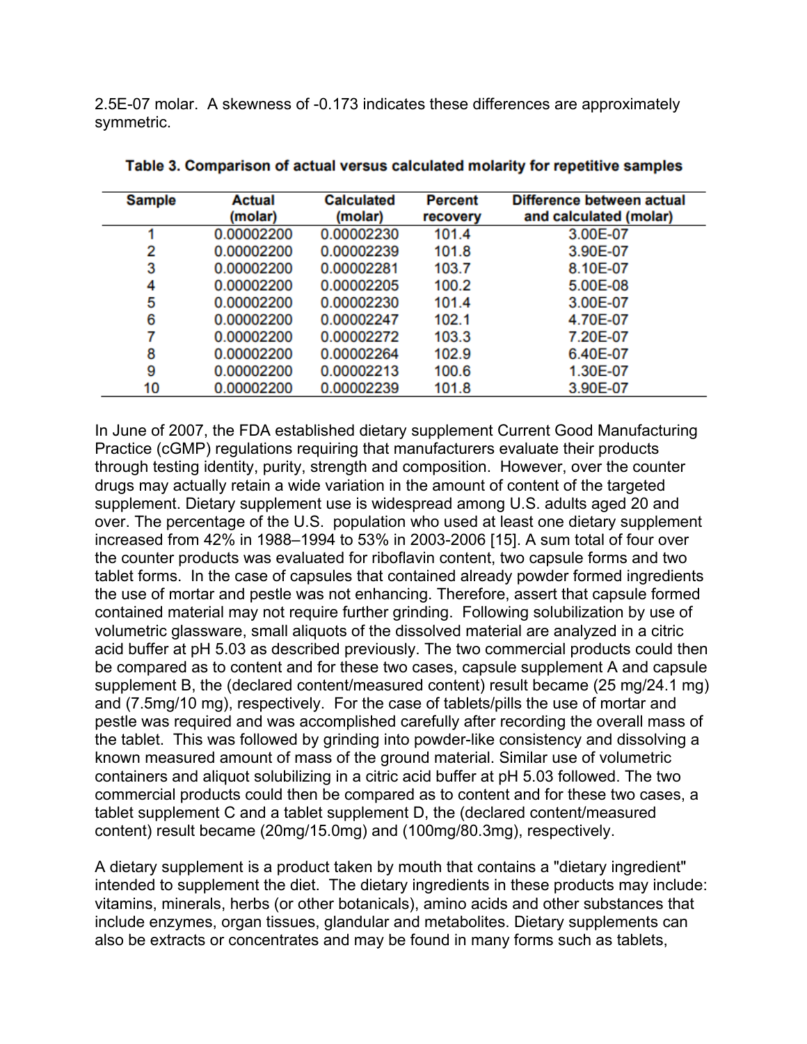2.5E-07 molar. A skewness of -0.173 indicates these differences are approximately symmetric.

**Table 3. Comparison of actual versus calculated molarity for repetitive samples**

| Sample | Actual (molar) | Calculated (molar) | Percent recovery | Difference between actual and calculated (molar) |
|---|---|---|---|---|
| 1 | 0.00002200 | 0.00002230 | 101.4 | 3.00E-07 |
| 2 | 0.00002200 | 0.00002239 | 101.8 | 3.90E-07 |
| 3 | 0.00002200 | 0.00002281 | 103.7 | 8.10E-07 |
| 4 | 0.00002200 | 0.00002205 | 100.2 | 5.00E-08 |
| 5 | 0.00002200 | 0.00002230 | 101.4 | 3.00E-07 |
| 6 | 0.00002200 | 0.00002247 | 102.1 | 4.70E-07 |
| 7 | 0.00002200 | 0.00002272 | 103.3 | 7.20E-07 |
| 8 | 0.00002200 | 0.00002264 | 102.9 | 6.40E-07 |
| 9 | 0.00002200 | 0.00002213 | 100.6 | 1.30E-07 |
| 10 | 0.00002200 | 0.00002239 | 101.8 | 3.90E-07 |

In June of 2007, the FDA established dietary supplement Current Good Manufacturing Practice (cGMP) regulations requiring that manufacturers evaluate their products through testing identity, purity, strength and composition. However, over the counter drugs may actually retain a wide variation in the amount of content of the targeted supplement. Dietary supplement use is widespread among U.S. adults aged 20 and over. The percentage of the U.S. population who used at least one dietary supplement increased from 42% in 1988–1994 to 53% in 2003-2006 [15]. A sum total of four over the counter products was evaluated for riboflavin content, two capsule forms and two tablet forms. In the case of capsules that contained already powder formed ingredients the use of mortar and pestle was not enhancing. Therefore, assert that capsule formed contained material may not require further grinding. Following solubilization by use of volumetric glassware, small aliquots of the dissolved material are analyzed in a citric acid buffer at pH 5.03 as described previously. The two commercial products could then be compared as to content and for these two cases, capsule supplement A and capsule supplement B, the (declared content/measured content) result became (25 mg/24.1 mg) and (7.5mg/10 mg), respectively. For the case of tablets/pills the use of mortar and pestle was required and was accomplished carefully after recording the overall mass of the tablet. This was followed by grinding into powder-like consistency and dissolving a known measured amount of mass of the ground material. Similar use of volumetric containers and aliquot solubilizing in a citric acid buffer at pH 5.03 followed. The two commercial products could then be compared as to content and for these two cases, a tablet supplement C and a tablet supplement D, the (declared content/measured content) result became (20mg/15.0mg) and (100mg/80.3mg), respectively.

A dietary supplement is a product taken by mouth that contains a "dietary ingredient" intended to supplement the diet. The dietary ingredients in these products may include: vitamins, minerals, herbs (or other botanicals), amino acids and other substances that include enzymes, organ tissues, glandular and metabolites. Dietary supplements can also be extracts or concentrates and may be found in many forms such as tablets,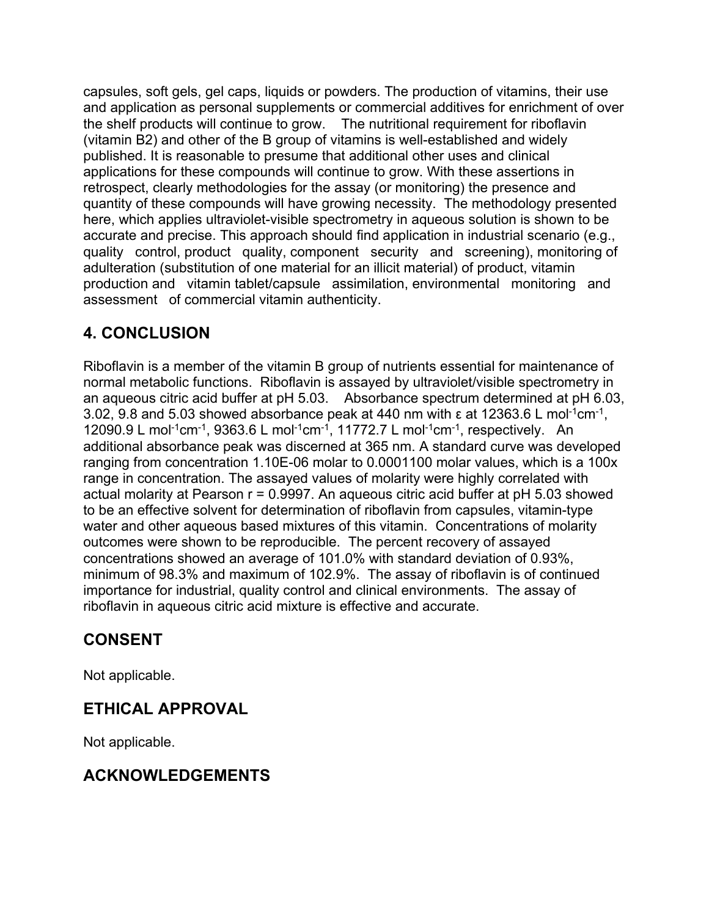capsules, soft gels, gel caps, liquids or powders. The production of vitamins, their use and application as personal supplements or commercial additives for enrichment of over the shelf products will continue to grow. The nutritional requirement for riboflavin (vitamin B2) and other of the B group of vitamins is well-established and widely published. It is reasonable to presume that additional other uses and clinical applications for these compounds will continue to grow. With these assertions in retrospect, clearly methodologies for the assay (or monitoring) the presence and quantity of these compounds will have growing necessity. The methodology presented here, which applies ultraviolet-visible spectrometry in aqueous solution is shown to be accurate and precise. This approach should find application in industrial scenario (e.g., quality control, product quality, component security and screening), monitoring of adulteration (substitution of one material for an illicit material) of product, vitamin production and vitamin tablet/capsule assimilation, environmental monitoring and assessment of commercial vitamin authenticity.

## 4. CONCLUSION

Riboflavin is a member of the vitamin B group of nutrients essential for maintenance of normal metabolic functions. Riboflavin is assayed by ultraviolet/visible spectrometry in an aqueous citric acid buffer at pH 5.03. Absorbance spectrum determined at pH 6.03, 3.02, 9.8 and 5.03 showed absorbance peak at 440 nm with ε at 12363.6 L $mol^{-1}cm^{-1}$, 12090.9 L $mol^{-1}cm^{-1}$, 9363.6 L $mol^{-1}cm^{-1}$, 11772.7 L $mol^{-1}cm^{-1}$, respectively. An additional absorbance peak was discerned at 365 nm. A standard curve was developed ranging from concentration 1.10E-06 molar to 0.0001100 molar values, which is a 100x range in concentration. The assayed values of molarity were highly correlated with actual molarity at Pearson r = 0.9997. An aqueous citric acid buffer at pH 5.03 showed to be an effective solvent for determination of riboflavin from capsules, vitamin-type water and other aqueous based mixtures of this vitamin. Concentrations of molarity outcomes were shown to be reproducible. The percent recovery of assayed concentrations showed an average of 101.0% with standard deviation of 0.93%, minimum of 98.3% and maximum of 102.9%. The assay of riboflavin is of continued importance for industrial, quality control and clinical environments. The assay of riboflavin in aqueous citric acid mixture is effective and accurate.

## CONSENT

Not applicable.

## ETHICAL APPROVAL

Not applicable.

## ACKNOWLEDGEMENTS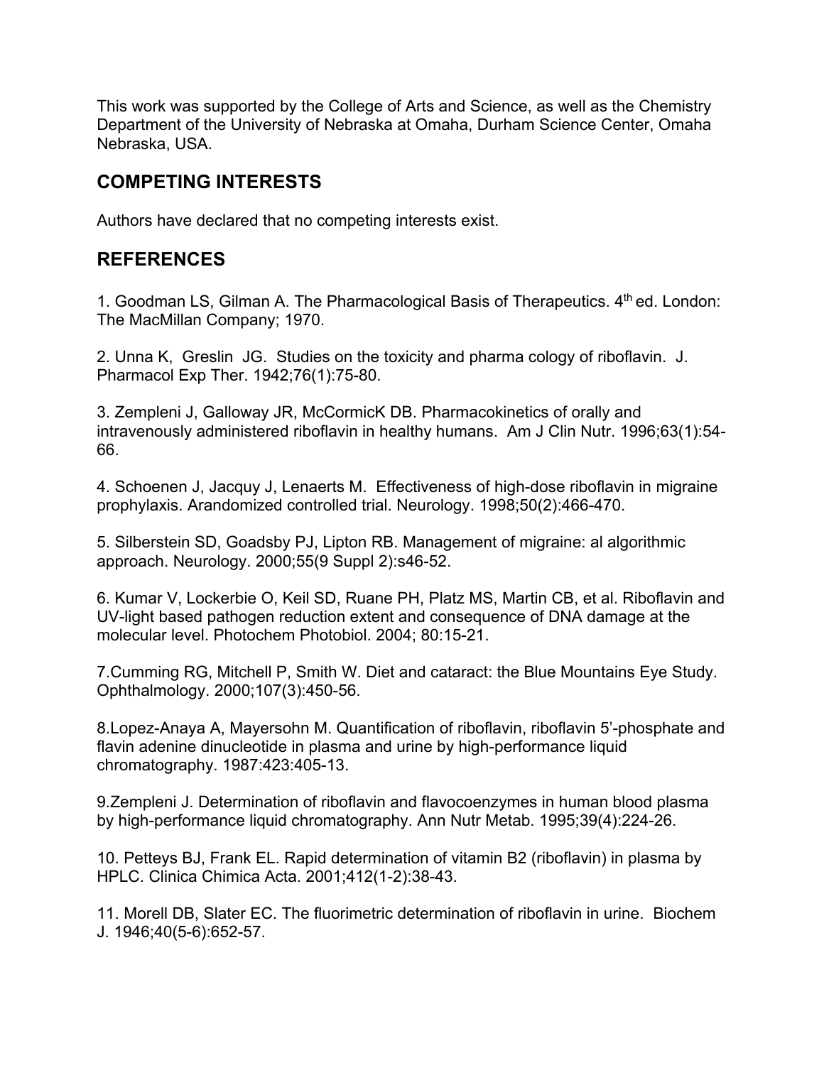This work was supported by the College of Arts and Science, as well as the Chemistry Department of the University of Nebraska at Omaha, Durham Science Center, Omaha Nebraska, USA.

## COMPETING INTERESTS

Authors have declared that no competing interests exist.

## REFERENCES

1. Goodman LS, Gilman A. The Pharmacological Basis of Therapeutics. 4th ed. London: The MacMillan Company; 1970.

2. Unna K, Greslin JG. Studies on the toxicity and pharma cology of riboflavin. J. Pharmacol Exp Ther. 1942;76(1):75-80.

3. Zempleni J, Galloway JR, McCormicK DB. Pharmacokinetics of orally and intravenously administered riboflavin in healthy humans. Am J Clin Nutr. 1996;63(1):54-66.

4. Schoenen J, Jacquy J, Lenaerts M. Effectiveness of high-dose riboflavin in migraine prophylaxis. Arandomized controlled trial. Neurology. 1998;50(2):466-470.

5. Silberstein SD, Goadsby PJ, Lipton RB. Management of migraine: al algorithmic approach. Neurology. 2000;55(9 Suppl 2):s46-52.

6. Kumar V, Lockerbie O, Keil SD, Ruane PH, Platz MS, Martin CB, et al. Riboflavin and UV-light based pathogen reduction extent and consequence of DNA damage at the molecular level. Photochem Photobiol. 2004; 80:15-21.

7. Cumming RG, Mitchell P, Smith W. Diet and cataract: the Blue Mountains Eye Study. Ophthalmology. 2000;107(3):450-56.

8. Lopez-Anaya A, Mayersohn M. Quantification of riboflavin, riboflavin 5'-phosphate and flavin adenine dinucleotide in plasma and urine by high-performance liquid chromatography. 1987:423:405-13.

9. Zempleni J. Determination of riboflavin and flavocoenzymes in human blood plasma by high-performance liquid chromatography. Ann Nutr Metab. 1995;39(4):224-26.

10. Petteys BJ, Frank EL. Rapid determination of vitamin B2 (riboflavin) in plasma by HPLC. Clinica Chimica Acta. 2001;412(1-2):38-43.

11. Morell DB, Slater EC. The fluorimetric determination of riboflavin in urine. Biochem J. 1946;40(5-6):652-57.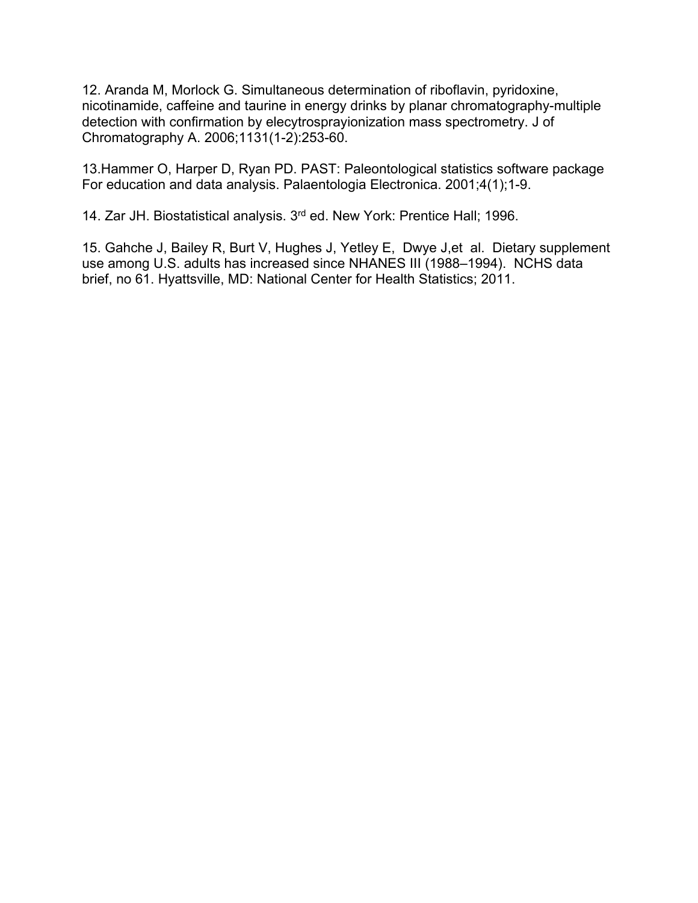12. Aranda M, Morlock G. Simultaneous determination of riboflavin, pyridoxine, nicotinamide, caffeine and taurine in energy drinks by planar chromatography-multiple detection with confirmation by elecytrosprayionization mass spectrometry. J of Chromatography A. 2006;1131(1-2):253-60.

13.Hammer O, Harper D, Ryan PD. PAST: Paleontological statistics software package For education and data analysis. Palaentologia Electronica. 2001;4(1);1-9.

14. Zar JH. Biostatistical analysis. 3rd ed. New York: Prentice Hall; 1996.

15. Gahche J, Bailey R, Burt V, Hughes J, Yetley E, Dwye J,et al. Dietary supplement use among U.S. adults has increased since NHANES III (1988–1994). NCHS data brief, no 61. Hyattsville, MD: National Center for Health Statistics; 2011.